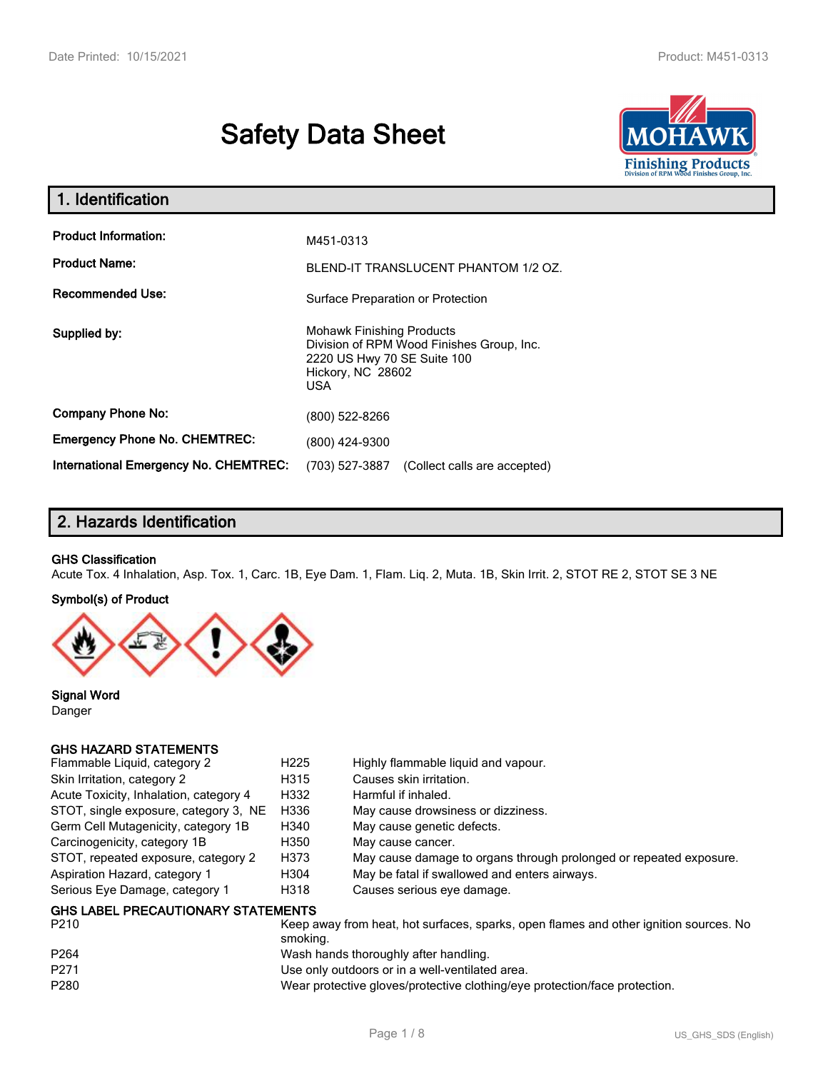# Safety Data Sheet

## 1. Identification

| | |
|---|---|
| **Product Information:** | M451-0313 |
| **Product Name:** | BLEND-IT TRANSLUCENT PHANTOM 1/2 OZ. |
| **Recommended Use:** | Surface Preparation or Protection |
| **Supplied by:** | Mohawk Finishing Products<br>Division of RPM Wood Finishes Group, Inc.<br>2220 US Hwy 70 SE Suite 100<br>Hickory, NC 28602<br>USA |
| **Company Phone No:** | (800) 522-8266 |
| **Emergency Phone No. CHEMTREC:** | (800) 424-9300 |
| **International Emergency No. CHEMTREC:** | (703) 527-3887 (Collect calls are accepted) |

## 2. Hazards Identification

**GHS Classification**

Acute Tox. 4 Inhalation, Asp. Tox. 1, Carc. 1B, Eye Dam. 1, Flam. Liq. 2, Muta. 1B, Skin Irrit. 2, STOT RE 2, STOT SE 3 NE

**Symbol(s) of Product**

**Signal Word**

Danger

**GHS HAZARD STATEMENTS**

| | | |
|---|---|---|
| Flammable Liquid, category 2 | H225 | Highly flammable liquid and vapour. |
| Skin Irritation, category 2 | H315 | Causes skin irritation. |
| Acute Toxicity, Inhalation, category 4 | H332 | Harmful if inhaled. |
| STOT, single exposure, category 3, NE | H336 | May cause drowsiness or dizziness. |
| Germ Cell Mutagenicity, category 1B | H340 | May cause genetic defects. |
| Carcinogenicity, category 1B | H350 | May cause cancer. |
| STOT, repeated exposure, category 2 | H373 | May cause damage to organs through prolonged or repeated exposure. |
| Aspiration Hazard, category 1 | H304 | May be fatal if swallowed and enters airways. |
| Serious Eye Damage, category 1 | H318 | Causes serious eye damage. |

**GHS LABEL PRECAUTIONARY STATEMENTS**

| | |
|---|---|
| P210 | Keep away from heat, hot surfaces, sparks, open flames and other ignition sources. No smoking. |
| P264 | Wash hands thoroughly after handling. |
| P271 | Use only outdoors or in a well-ventilated area. |
| P280 | Wear protective gloves/protective clothing/eye protection/face protection. |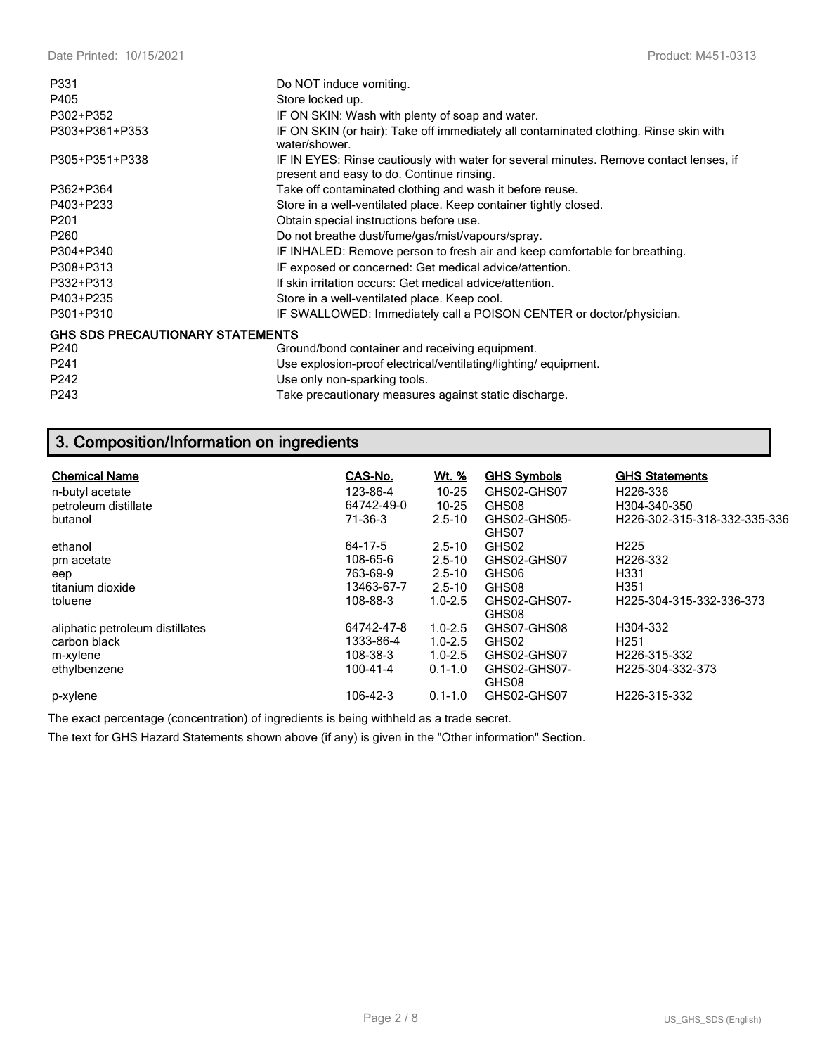| | |
|---|---|
| P331 | Do NOT induce vomiting. |
| P405 | Store locked up. |
| P302+P352 | IF ON SKIN: Wash with plenty of soap and water. |
| P303+P361+P353 | IF ON SKIN (or hair): Take off immediately all contaminated clothing. Rinse skin with water/shower. |
| P305+P351+P338 | IF IN EYES: Rinse cautiously with water for several minutes. Remove contact lenses, if present and easy to do. Continue rinsing. |
| P362+P364 | Take off contaminated clothing and wash it before reuse. |
| P403+P233 | Store in a well-ventilated place. Keep container tightly closed. |
| P201 | Obtain special instructions before use. |
| P260 | Do not breathe dust/fume/gas/mist/vapours/spray. |
| P304+P340 | IF INHALED: Remove person to fresh air and keep comfortable for breathing. |
| P308+P313 | IF exposed or concerned: Get medical advice/attention. |
| P332+P313 | If skin irritation occurs: Get medical advice/attention. |
| P403+P235 | Store in a well-ventilated place. Keep cool. |
| P301+P310 | IF SWALLOWED: Immediately call a POISON CENTER or doctor/physician. |

**GHS SDS PRECAUTIONARY STATEMENTS**

| | |
|---|---|
| P240 | Ground/bond container and receiving equipment. |
| P241 | Use explosion-proof electrical/ventilating/lighting/ equipment. |
| P242 | Use only non-sparking tools. |
| P243 | Take precautionary measures against static discharge. |

## 3. Composition/Information on ingredients

| Chemical Name | CAS-No. | Wt. % | GHS Symbols | GHS Statements |
|---|---|---|---|---|
| n-butyl acetate | 123-86-4 | 10-25 | GHS02-GHS07 | H226-336 |
| petroleum distillate | 64742-49-0 | 10-25 | GHS08 | H304-340-350 |
| butanol | 71-36-3 | 2.5-10 | GHS02-GHS05-GHS07 | H226-302-315-318-332-335-336 |
| ethanol | 64-17-5 | 2.5-10 | GHS02 | H225 |
| pm acetate | 108-65-6 | 2.5-10 | GHS02-GHS07 | H226-332 |
| eep | 763-69-9 | 2.5-10 | GHS06 | H331 |
| titanium dioxide | 13463-67-7 | 2.5-10 | GHS08 | H351 |
| toluene | 108-88-3 | 1.0-2.5 | GHS02-GHS07-GHS08 | H225-304-315-332-336-373 |
| aliphatic petroleum distillates | 64742-47-8 | 1.0-2.5 | GHS07-GHS08 | H304-332 |
| carbon black | 1333-86-4 | 1.0-2.5 | GHS02 | H251 |
| m-xylene | 108-38-3 | 1.0-2.5 | GHS02-GHS07 | H226-315-332 |
| ethylbenzene | 100-41-4 | 0.1-1.0 | GHS02-GHS07-GHS08 | H225-304-332-373 |
| p-xylene | 106-42-3 | 0.1-1.0 | GHS02-GHS07 | H226-315-332 |

The exact percentage (concentration) of ingredients is being withheld as a trade secret.

The text for GHS Hazard Statements shown above (if any) is given in the "Other information" Section.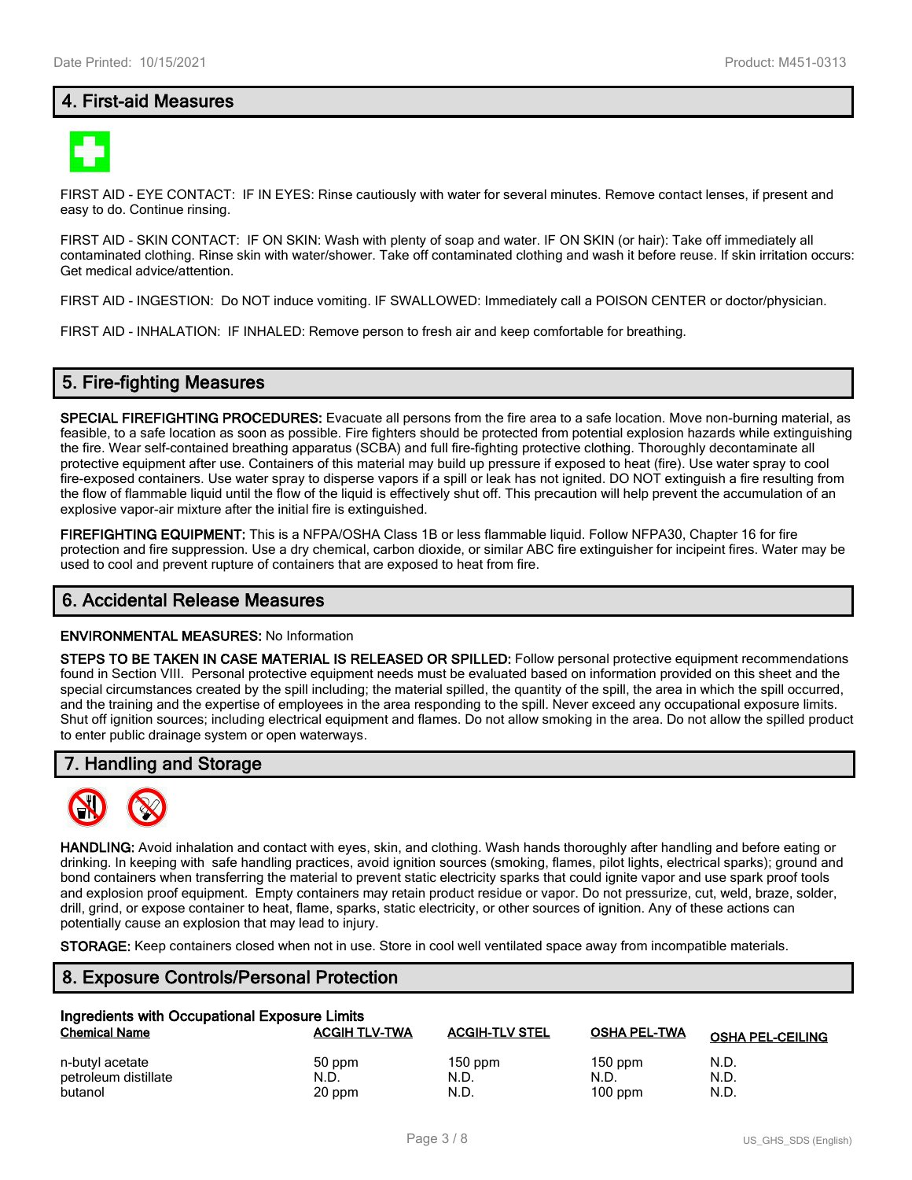## 4. First-aid Measures

FIRST AID - EYE CONTACT: IF IN EYES: Rinse cautiously with water for several minutes. Remove contact lenses, if present and easy to do. Continue rinsing.

FIRST AID - SKIN CONTACT: IF ON SKIN: Wash with plenty of soap and water. IF ON SKIN (or hair): Take off immediately all contaminated clothing. Rinse skin with water/shower. Take off contaminated clothing and wash it before reuse. If skin irritation occurs: Get medical advice/attention.

FIRST AID - INGESTION: Do NOT induce vomiting. IF SWALLOWED: Immediately call a POISON CENTER or doctor/physician.

FIRST AID - INHALATION: IF INHALED: Remove person to fresh air and keep comfortable for breathing.

## 5. Fire-fighting Measures

**SPECIAL FIREFIGHTING PROCEDURES:** Evacuate all persons from the fire area to a safe location. Move non-burning material, as feasible, to a safe location as soon as possible. Fire fighters should be protected from potential explosion hazards while extinguishing the fire. Wear self-contained breathing apparatus (SCBA) and full fire-fighting protective clothing. Thoroughly decontaminate all protective equipment after use. Containers of this material may build up pressure if exposed to heat (fire). Use water spray to cool fire-exposed containers. Use water spray to disperse vapors if a spill or leak has not ignited. DO NOT extinguish a fire resulting from the flow of flammable liquid until the flow of the liquid is effectively shut off. This precaution will help prevent the accumulation of an explosive vapor-air mixture after the initial fire is extinguished.

**FIREFIGHTING EQUIPMENT:** This is a NFPA/OSHA Class 1B or less flammable liquid. Follow NFPA30, Chapter 16 for fire protection and fire suppression. Use a dry chemical, carbon dioxide, or similar ABC fire extinguisher for incipeint fires. Water may be used to cool and prevent rupture of containers that are exposed to heat from fire.

## 6. Accidental Release Measures

**ENVIRONMENTAL MEASURES:** No Information

**STEPS TO BE TAKEN IN CASE MATERIAL IS RELEASED OR SPILLED:** Follow personal protective equipment recommendations found in Section VIII. Personal protective equipment needs must be evaluated based on information provided on this sheet and the special circumstances created by the spill including; the material spilled, the quantity of the spill, the area in which the spill occurred, and the training and the expertise of employees in the area responding to the spill. Never exceed any occupational exposure limits. Shut off ignition sources; including electrical equipment and flames. Do not allow smoking in the area. Do not allow the spilled product to enter public drainage system or open waterways.

## 7. Handling and Storage

**HANDLING:** Avoid inhalation and contact with eyes, skin, and clothing. Wash hands thoroughly after handling and before eating or drinking. In keeping with safe handling practices, avoid ignition sources (smoking, flames, pilot lights, electrical sparks); ground and bond containers when transferring the material to prevent static electricity sparks that could ignite vapor and use spark proof tools and explosion proof equipment. Empty containers may retain product residue or vapor. Do not pressurize, cut, weld, braze, solder, drill, grind, or expose container to heat, flame, sparks, static electricity, or other sources of ignition. Any of these actions can potentially cause an explosion that may lead to injury.

**STORAGE:** Keep containers closed when not in use. Store in cool well ventilated space away from incompatible materials.

## 8. Exposure Controls/Personal Protection

**Ingredients with Occupational Exposure Limits**

| Chemical Name | ACGIH TLV-TWA | ACGIH-TLV STEL | OSHA PEL-TWA | OSHA PEL-CEILING |
|---|---|---|---|---|
| n-butyl acetate | 50 ppm | 150 ppm | 150 ppm | N.D. |
| petroleum distillate | N.D. | N.D. | N.D. | N.D. |
| butanol | 20 ppm | N.D. | 100 ppm | N.D. |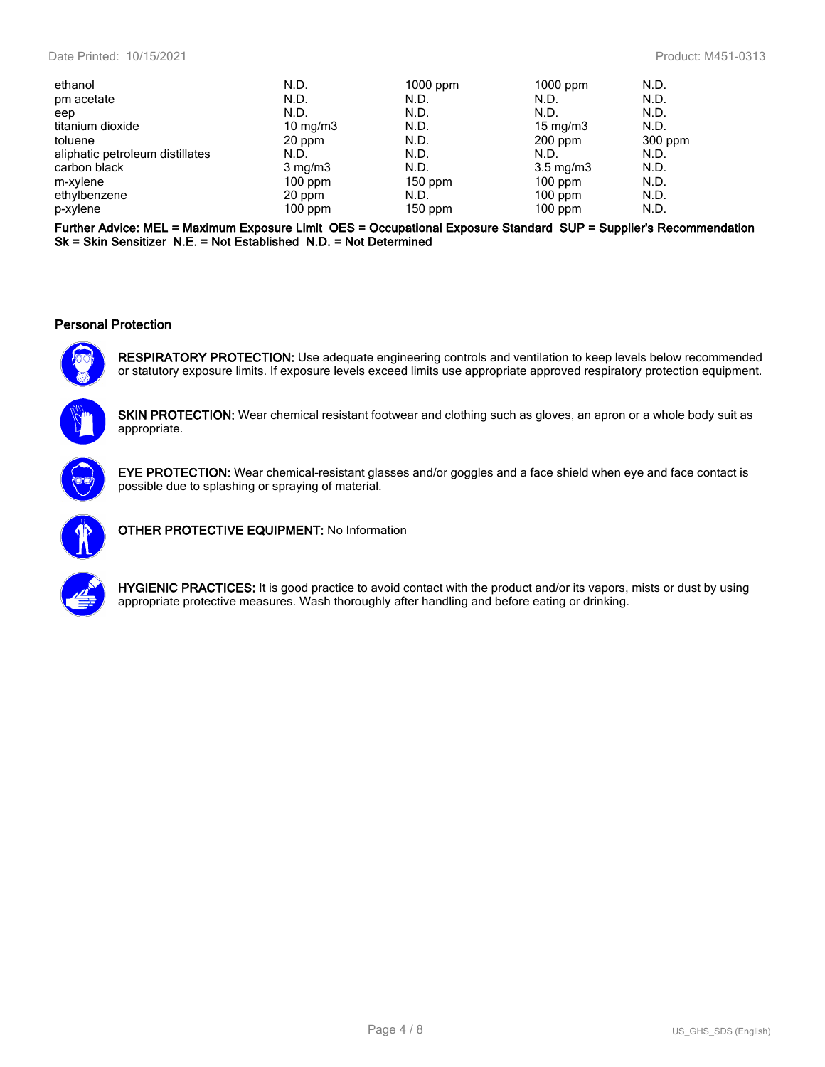| | | | | |
|---|---|---|---|---|
| ethanol | N.D. | 1000 ppm | 1000 ppm | N.D. |
| pm acetate | N.D. | N.D. | N.D. | N.D. |
| eep | N.D. | N.D. | N.D. | N.D. |
| titanium dioxide | 10 mg/m3 | N.D. | 15 mg/m3 | N.D. |
| toluene | 20 ppm | N.D. | 200 ppm | 300 ppm |
| aliphatic petroleum distillates | N.D. | N.D. | N.D. | N.D. |
| carbon black | 3 mg/m3 | N.D. | 3.5 mg/m3 | N.D. |
| m-xylene | 100 ppm | 150 ppm | 100 ppm | N.D. |
| ethylbenzene | 20 ppm | N.D. | 100 ppm | N.D. |
| p-xylene | 100 ppm | 150 ppm | 100 ppm | N.D. |

**Further Advice: MEL = Maximum Exposure Limit OES = Occupational Exposure Standard SUP = Supplier's Recommendation Sk = Skin Sensitizer N.E. = Not Established N.D. = Not Determined**

## Personal Protection

**RESPIRATORY PROTECTION:** Use adequate engineering controls and ventilation to keep levels below recommended or statutory exposure limits. If exposure levels exceed limits use appropriate approved respiratory protection equipment.

**SKIN PROTECTION:** Wear chemical resistant footwear and clothing such as gloves, an apron or a whole body suit as appropriate.

**EYE PROTECTION:** Wear chemical-resistant glasses and/or goggles and a face shield when eye and face contact is possible due to splashing or spraying of material.

**OTHER PROTECTIVE EQUIPMENT:** No Information

**HYGIENIC PRACTICES:** It is good practice to avoid contact with the product and/or its vapors, mists or dust by using appropriate protective measures. Wash thoroughly after handling and before eating or drinking.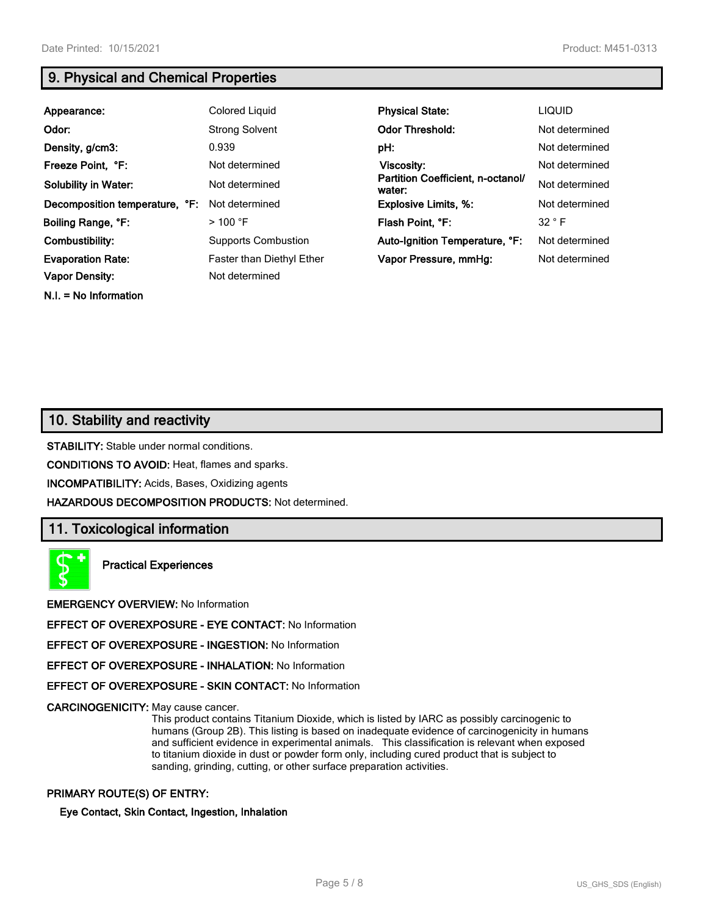## 9. Physical and Chemical Properties

| | | | |
|---|---|---|---|
| **Appearance:** | Colored Liquid | **Physical State:** | LIQUID |
| **Odor:** | Strong Solvent | **Odor Threshold:** | Not determined |
| **Density, g/cm3:** | 0.939 | **pH:** | Not determined |
| **Freeze Point, °F:** | Not determined | **Viscosity:** | Not determined |
| **Solubility in Water:** | Not determined | **Partition Coefficient, n-octanol/water:** | Not determined |
| **Decomposition temperature, °F:** | Not determined | **Explosive Limits, %:** | Not determined |
| **Boiling Range, °F:** | > 100 °F | **Flash Point, °F:** | 32 ° F |
| **Combustibility:** | Supports Combustion | **Auto-Ignition Temperature, °F:** | Not determined |
| **Evaporation Rate:** | Faster than Diethyl Ether | **Vapor Pressure, mmHg:** | Not determined |
| **Vapor Density:** | Not determined | | |

**N.I. = No Information**

## 10. Stability and reactivity

**STABILITY:** Stable under normal conditions.

**CONDITIONS TO AVOID:** Heat, flames and sparks.

**INCOMPATIBILITY:** Acids, Bases, Oxidizing agents

**HAZARDOUS DECOMPOSITION PRODUCTS:** Not determined.

## 11. Toxicological information

**Practical Experiences**

**EMERGENCY OVERVIEW:** No Information

**EFFECT OF OVEREXPOSURE - EYE CONTACT:** No Information

**EFFECT OF OVEREXPOSURE - INGESTION:** No Information

**EFFECT OF OVEREXPOSURE - INHALATION:** No Information

**EFFECT OF OVEREXPOSURE - SKIN CONTACT:** No Information

**CARCINOGENICITY:** May cause cancer.
This product contains Titanium Dioxide, which is listed by IARC as possibly carcinogenic to humans (Group 2B). This listing is based on inadequate evidence of carcinogenicity in humans and sufficient evidence in experimental animals. This classification is relevant when exposed to titanium dioxide in dust or powder form only, including cured product that is subject to sanding, grinding, cutting, or other surface preparation activities.

**PRIMARY ROUTE(S) OF ENTRY:**

**Eye Contact, Skin Contact, Ingestion, Inhalation**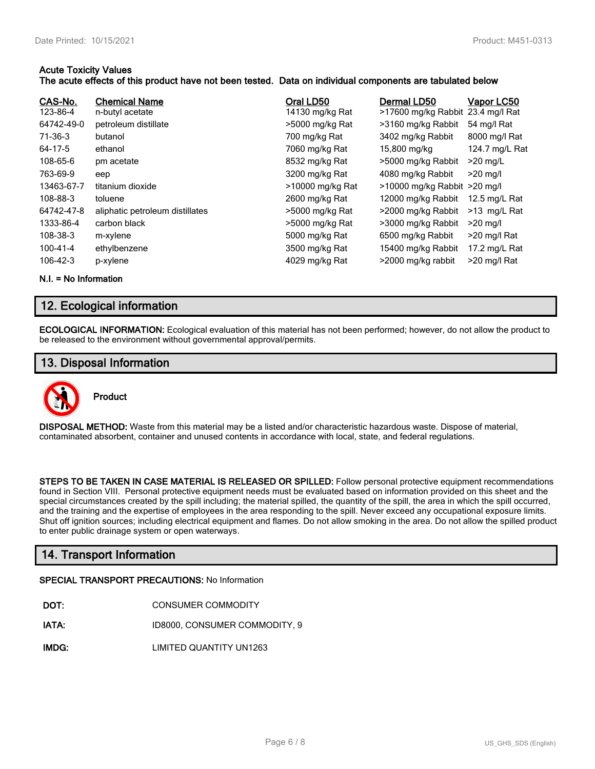**Acute Toxicity Values**
**The acute effects of this product have not been tested. Data on individual components are tabulated below**

| CAS-No. | Chemical Name | Oral LD50 | Dermal LD50 | Vapor LC50 |
|---|---|---|---|---|
| 123-86-4 | n-butyl acetate | 14130 mg/kg Rat | >17600 mg/kg Rabbit | 23.4 mg/l Rat |
| 64742-49-0 | petroleum distillate | >5000 mg/kg Rat | >3160 mg/kg Rabbit | 54 mg/l Rat |
| 71-36-3 | butanol | 700 mg/kg Rat | 3402 mg/kg Rabbit | 8000 mg/l Rat |
| 64-17-5 | ethanol | 7060 mg/kg Rat | 15,800 mg/kg | 124.7 mg/L Rat |
| 108-65-6 | pm acetate | 8532 mg/kg Rat | >5000 mg/kg Rabbit | >20 mg/L |
| 763-69-9 | eep | 3200 mg/kg Rat | 4080 mg/kg Rabbit | >20 mg/l |
| 13463-67-7 | titanium dioxide | >10000 mg/kg Rat | >10000 mg/kg Rabbit | >20 mg/l |
| 108-88-3 | toluene | 2600 mg/kg Rat | 12000 mg/kg Rabbit | 12.5 mg/L Rat |
| 64742-47-8 | aliphatic petroleum distillates | >5000 mg/kg Rat | >2000 mg/kg Rabbit | >13 mg/L Rat |
| 1333-86-4 | carbon black | >5000 mg/kg Rat | >3000 mg/kg Rabbit | >20 mg/l |
| 108-38-3 | m-xylene | 5000 mg/kg Rat | 6500 mg/kg Rabbit | >20 mg/l Rat |
| 100-41-4 | ethylbenzene | 3500 mg/kg Rat | 15400 mg/kg Rabbit | 17.2 mg/L Rat |
| 106-42-3 | p-xylene | 4029 mg/kg Rat | >2000 mg/kg rabbit | >20 mg/l Rat |

**N.I. = No Information**

## 12. Ecological information

**ECOLOGICAL INFORMATION:** Ecological evaluation of this material has not been performed; however, do not allow the product to be released to the environment without governmental approval/permits.

## 13. Disposal Information

**Product**

**DISPOSAL METHOD:** Waste from this material may be a listed and/or characteristic hazardous waste. Dispose of material, contaminated absorbent, container and unused contents in accordance with local, state, and federal regulations.

**STEPS TO BE TAKEN IN CASE MATERIAL IS RELEASED OR SPILLED:** Follow personal protective equipment recommendations found in Section VIII. Personal protective equipment needs must be evaluated based on information provided on this sheet and the special circumstances created by the spill including; the material spilled, the quantity of the spill, the area in which the spill occurred, and the training and the expertise of employees in the area responding to the spill. Never exceed any occupational exposure limits. Shut off ignition sources; including electrical equipment and flames. Do not allow smoking in the area. Do not allow the spilled product to enter public drainage system or open waterways.

## 14. Transport Information

**SPECIAL TRANSPORT PRECAUTIONS:** No Information

| | |
|---|---|
| **DOT:** | CONSUMER COMMODITY |
| **IATA:** | ID8000, CONSUMER COMMODITY, 9 |
| **IMDG:** | LIMITED QUANTITY UN1263 |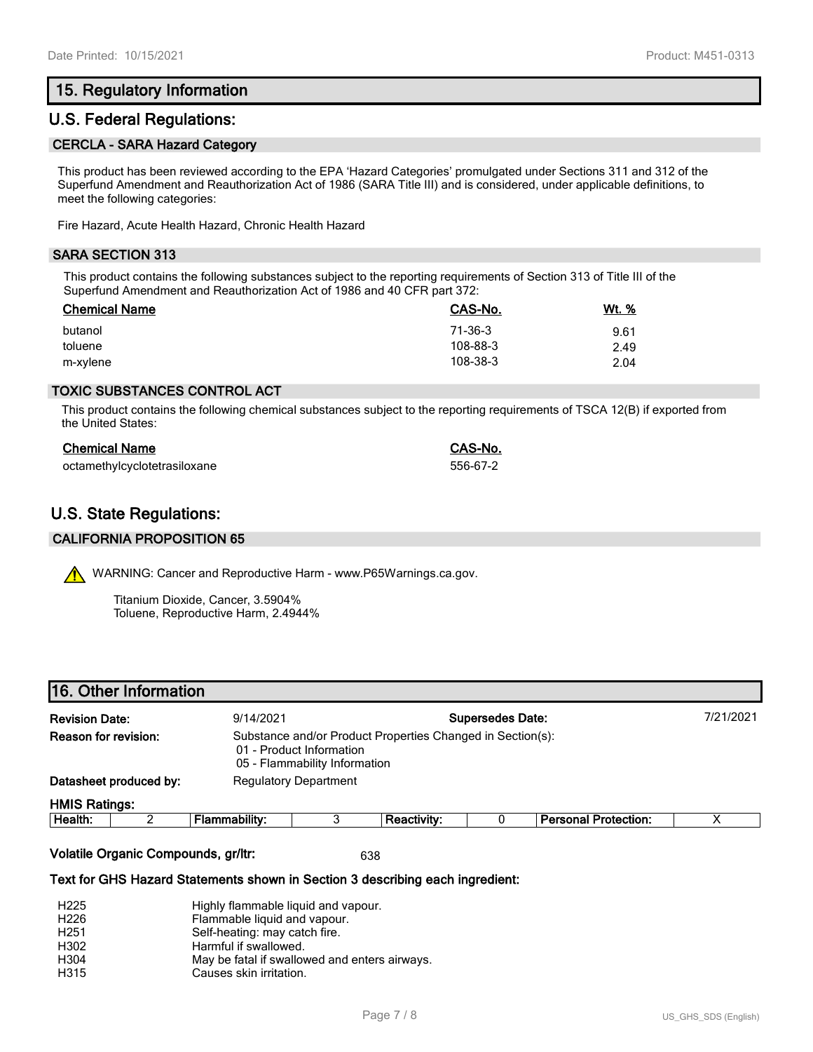## 15. Regulatory Information

## U.S. Federal Regulations:

### CERCLA - SARA Hazard Category

This product has been reviewed according to the EPA 'Hazard Categories' promulgated under Sections 311 and 312 of the Superfund Amendment and Reauthorization Act of 1986 (SARA Title III) and is considered, under applicable definitions, to meet the following categories:

Fire Hazard, Acute Health Hazard, Chronic Health Hazard

### SARA SECTION 313

This product contains the following substances subject to the reporting requirements of Section 313 of Title III of the Superfund Amendment and Reauthorization Act of 1986 and 40 CFR part 372:

| Chemical Name | CAS-No. | Wt. % |
|---|---|---|
| butanol | 71-36-3 | 9.61 |
| toluene | 108-88-3 | 2.49 |
| m-xylene | 108-38-3 | 2.04 |

### TOXIC SUBSTANCES CONTROL ACT

This product contains the following chemical substances subject to the reporting requirements of TSCA 12(B) if exported from the United States:

| Chemical Name | CAS-No. |
|---|---|
| octamethylcyclotetrasiloxane | 556-67-2 |

## U.S. State Regulations:

### CALIFORNIA PROPOSITION 65

⚠ WARNING: Cancer and Reproductive Harm - www.P65Warnings.ca.gov.

Titanium Dioxide, Cancer, 3.5904%
Toluene, Reproductive Harm, 2.4944%

## 16. Other Information

**Revision Date:** 9/14/2021 **Supersedes Date:** 7/21/2021

**Reason for revision:** Substance and/or Product Properties Changed in Section(s):
- 01 - Product Information
- 05 - Flammability Information

**Datasheet produced by:** Regulatory Department

**HMIS Ratings:**

| Health: | 2 | Flammability: | 3 | Reactivity: | 0 | Personal Protection: | X |
|---|---|---|---|---|---|---|---|

**Volatile Organic Compounds, gr/ltr:** 638

**Text for GHS Hazard Statements shown in Section 3 describing each ingredient:**

| | |
|---|---|
| H225 | Highly flammable liquid and vapour. |
| H226 | Flammable liquid and vapour. |
| H251 | Self-heating: may catch fire. |
| H302 | Harmful if swallowed. |
| H304 | May be fatal if swallowed and enters airways. |
| H315 | Causes skin irritation. |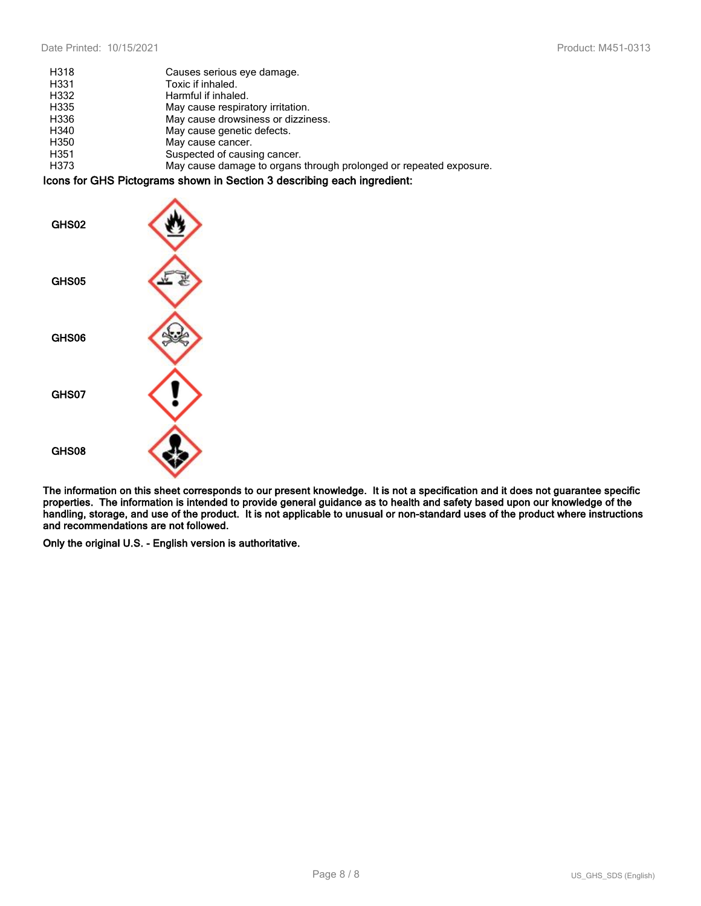| | |
|---|---|
| H318 | Causes serious eye damage. |
| H331 | Toxic if inhaled. |
| H332 | Harmful if inhaled. |
| H335 | May cause respiratory irritation. |
| H336 | May cause drowsiness or dizziness. |
| H340 | May cause genetic defects. |
| H350 | May cause cancer. |
| H351 | Suspected of causing cancer. |
| H373 | May cause damage to organs through prolonged or repeated exposure. |

**Icons for GHS Pictograms shown in Section 3 describing each ingredient:**

**GHS02**

**GHS05**

**GHS06**

**GHS07**

**GHS08**

**The information on this sheet corresponds to our present knowledge. It is not a specification and it does not guarantee specific properties. The information is intended to provide general guidance as to health and safety based upon our knowledge of the handling, storage, and use of the product. It is not applicable to unusual or non-standard uses of the product where instructions and recommendations are not followed.**

**Only the original U.S. - English version is authoritative.**